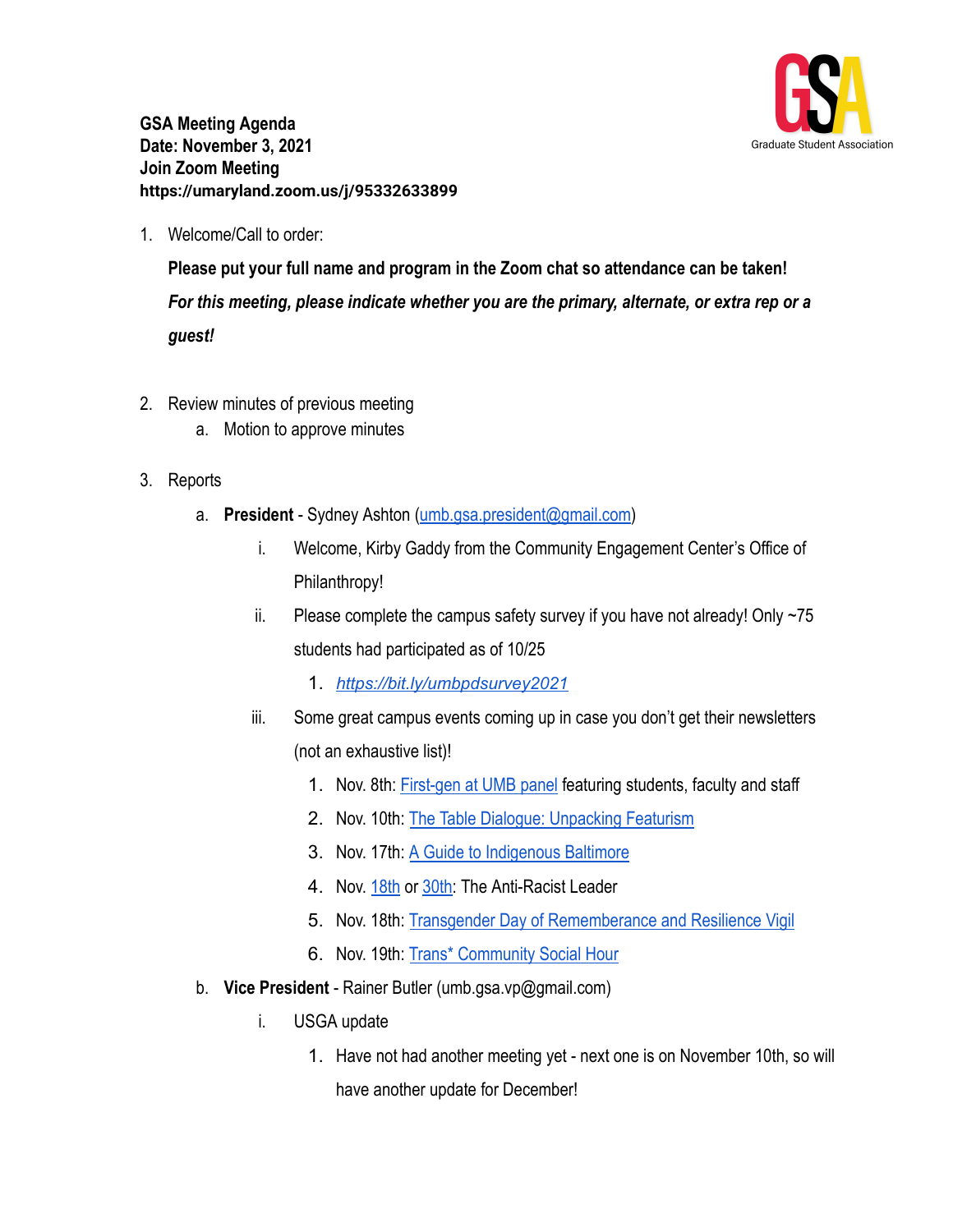**GSA Meeting Agenda**
**Date: November 3, 2021**
**Join Zoom Meeting**
**https://umaryland.zoom.us/j/95332633899**

GSA
Graduate Student Association

1. Welcome/Call to order:

   **Please put your full name and program in the Zoom chat so attendance can be taken!**

   ***For this meeting, please indicate whether you are the primary, alternate, or extra rep or a guest!***

2. Review minutes of previous meeting
   a. Motion to approve minutes

3. Reports
   a. **President** - Sydney Ashton (umb.gsa.president@gmail.com)
      i. Welcome, Kirby Gaddy from the Community Engagement Center's Office of Philanthropy!
      ii. Please complete the campus safety survey if you have not already! Only ~75 students had participated as of 10/25
         1. *https://bit.ly/umbpdsurvey2021*
      iii. Some great campus events coming up in case you don't get their newsletters (not an exhaustive list)!
         1. Nov. 8th: First-gen at UMB panel featuring students, faculty and staff
         2. Nov. 10th: The Table Dialogue: Unpacking Featurism
         3. Nov. 17th: A Guide to Indigenous Baltimore
         4. Nov. 18th or 30th: The Anti-Racist Leader
         5. Nov. 18th: Transgender Day of Remembrance and Resilience Vigil
         6. Nov. 19th: Trans* Community Social Hour
   b. **Vice President** - Rainer Butler (umb.gsa.vp@gmail.com)
      i. USGA update
         1. Have not had another meeting yet - next one is on November 10th, so will have another update for December!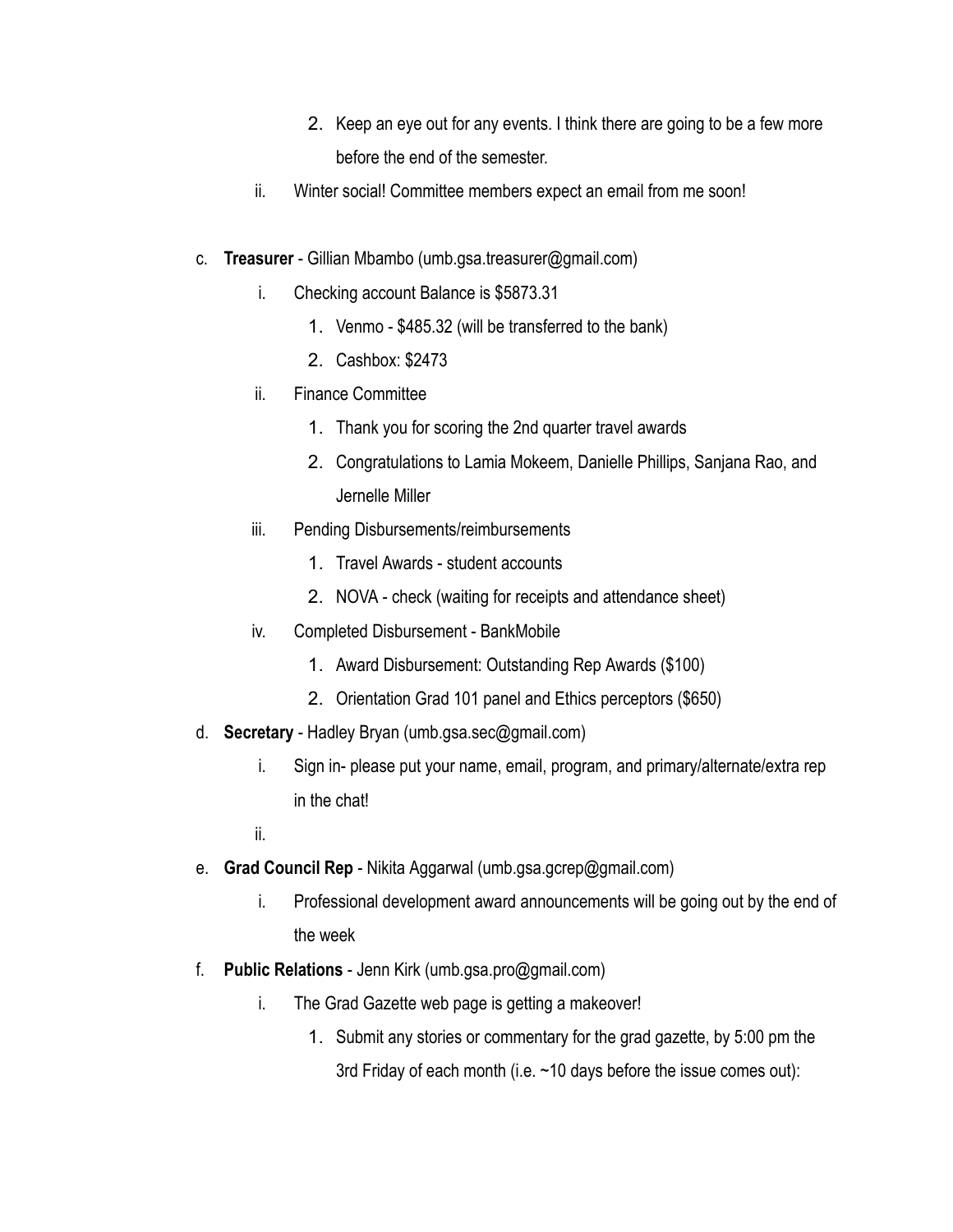2. Keep an eye out for any events. I think there are going to be a few more before the end of the semester.
    ii. Winter social! Committee members expect an email from me soon!

c. **Treasurer** - Gillian Mbambo (umb.gsa.treasurer@gmail.com)
    i. Checking account Balance is $5873.31
        1. Venmo - $485.32 (will be transferred to the bank)
        2. Cashbox: $2473
    ii. Finance Committee
        1. Thank you for scoring the 2nd quarter travel awards
        2. Congratulations to Lamia Mokeem, Danielle Phillips, Sanjana Rao, and Jernelle Miller
    iii. Pending Disbursements/reimbursements
        1. Travel Awards - student accounts
        2. NOVA - check (waiting for receipts and attendance sheet)
    iv. Completed Disbursement - BankMobile
        1. Award Disbursement: Outstanding Rep Awards ($100)
        2. Orientation Grad 101 panel and Ethics perceptors ($650)

d. **Secretary** - Hadley Bryan (umb.gsa.sec@gmail.com)
    i. Sign in- please put your name, email, program, and primary/alternate/extra rep in the chat!
    ii.

e. **Grad Council Rep** - Nikita Aggarwal (umb.gsa.gcrep@gmail.com)
    i. Professional development award announcements will be going out by the end of the week

f. **Public Relations** - Jenn Kirk (umb.gsa.pro@gmail.com)
    i. The Grad Gazette web page is getting a makeover!
        1. Submit any stories or commentary for the grad gazette, by 5:00 pm the 3rd Friday of each month (i.e. ~10 days before the issue comes out):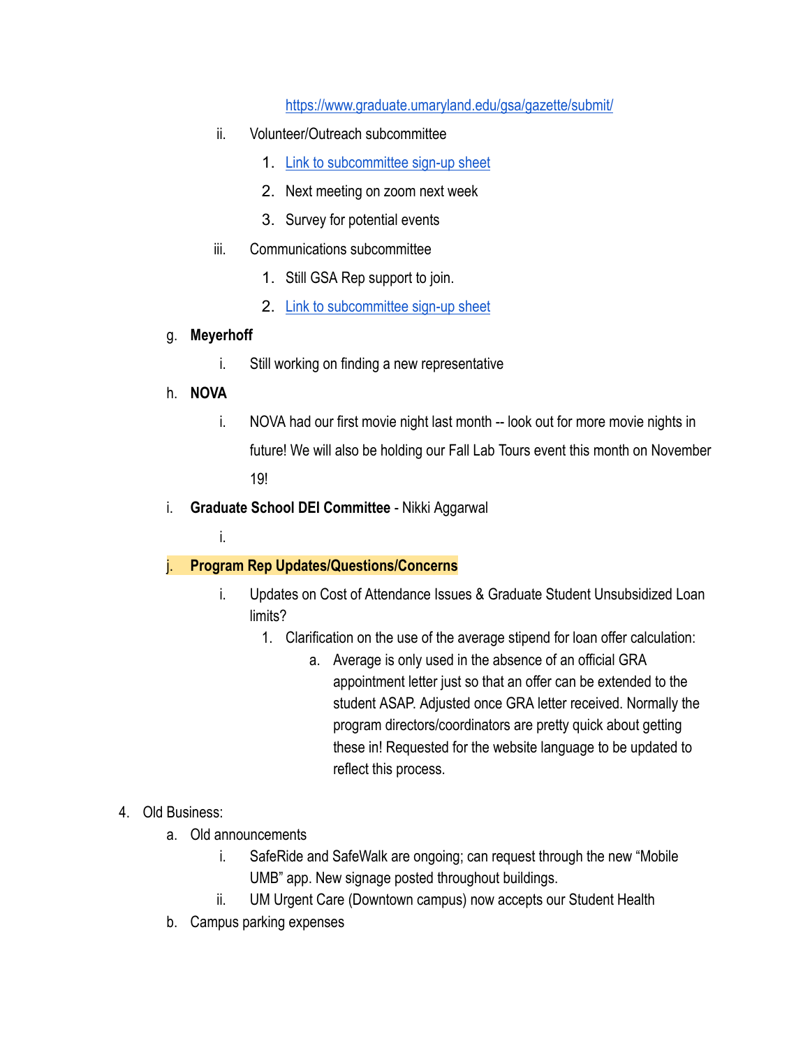https://www.graduate.umaryland.edu/gsa/gazette/submit/

   ii. Volunteer/Outreach subcommittee
      1. Link to subcommittee sign-up sheet
      2. Next meeting on zoom next week
      3. Survey for potential events
   iii. Communications subcommittee
      1. Still GSA Rep support to join.
      2. Link to subcommittee sign-up sheet

g. **Meyerhoff**
   i. Still working on finding a new representative

h. **NOVA**
   i. NOVA had our first movie night last month -- look out for more movie nights in future! We will also be holding our Fall Lab Tours event this month on November 19!

i. **Graduate School DEI Committee** - Nikki Aggarwal
   i.

j. **Program Rep Updates/Questions/Concerns**
   i. Updates on Cost of Attendance Issues & Graduate Student Unsubsidized Loan limits?
      1. Clarification on the use of the average stipend for loan offer calculation:
         a. Average is only used in the absence of an official GRA appointment letter just so that an offer can be extended to the student ASAP. Adjusted once GRA letter received. Normally the program directors/coordinators are pretty quick about getting these in! Requested for the website language to be updated to reflect this process.

4. Old Business:
   a. Old announcements
      i. SafeRide and SafeWalk are ongoing; can request through the new "Mobile UMB" app. New signage posted throughout buildings.
      ii. UM Urgent Care (Downtown campus) now accepts our Student Health
   b. Campus parking expenses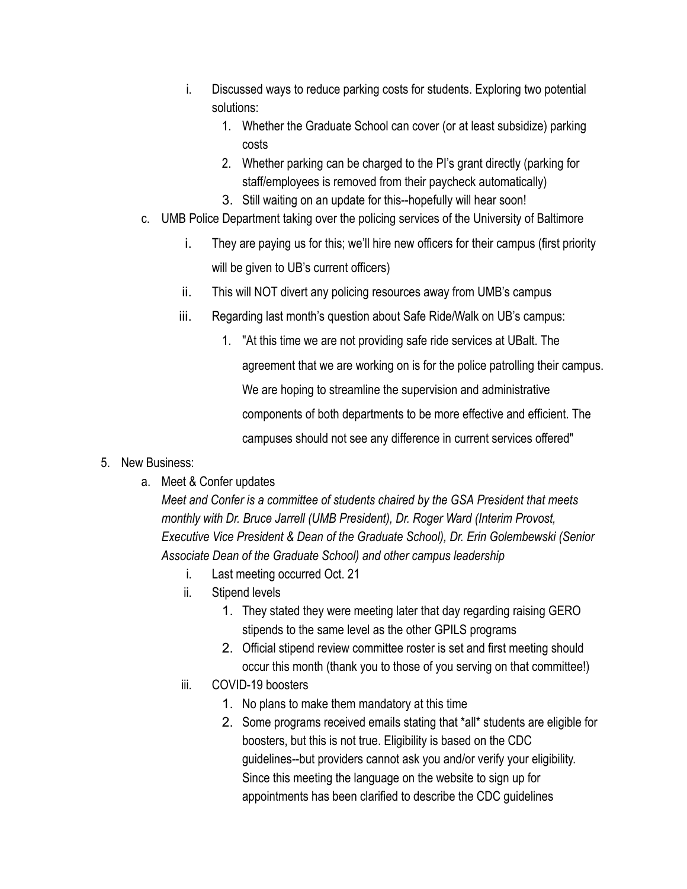i. Discussed ways to reduce parking costs for students. Exploring two potential solutions:
    1. Whether the Graduate School can cover (or at least subsidize) parking costs
    2. Whether parking can be charged to the PI's grant directly (parking for staff/employees is removed from their paycheck automatically)
    3. Still waiting on an update for this--hopefully will hear soon!

c. UMB Police Department taking over the policing services of the University of Baltimore
    i. They are paying us for this; we'll hire new officers for their campus (first priority will be given to UB's current officers)
    ii. This will NOT divert any policing resources away from UMB's campus
    iii. Regarding last month's question about Safe Ride/Walk on UB's campus:
        1. "At this time we are not providing safe ride services at UBalt. The agreement that we are working on is for the police patrolling their campus. We are hoping to streamline the supervision and administrative components of both departments to be more effective and efficient. The campuses should not see any difference in current services offered"

5. New Business:
    a. Meet & Confer updates
    *Meet and Confer is a committee of students chaired by the GSA President that meets monthly with Dr. Bruce Jarrell (UMB President), Dr. Roger Ward (Interim Provost, Executive Vice President & Dean of the Graduate School), Dr. Erin Golembewski (Senior Associate Dean of the Graduate School) and other campus leadership*
        i. Last meeting occurred Oct. 21
        ii. Stipend levels
            1. They stated they were meeting later that day regarding raising GERO stipends to the same level as the other GPILS programs
            2. Official stipend review committee roster is set and first meeting should occur this month (thank you to those of you serving on that committee!)
        iii. COVID-19 boosters
            1. No plans to make them mandatory at this time
            2. Some programs received emails stating that *all* students are eligible for boosters, but this is not true. Eligibility is based on the CDC guidelines--but providers cannot ask you and/or verify your eligibility. Since this meeting the language on the website to sign up for appointments has been clarified to describe the CDC guidelines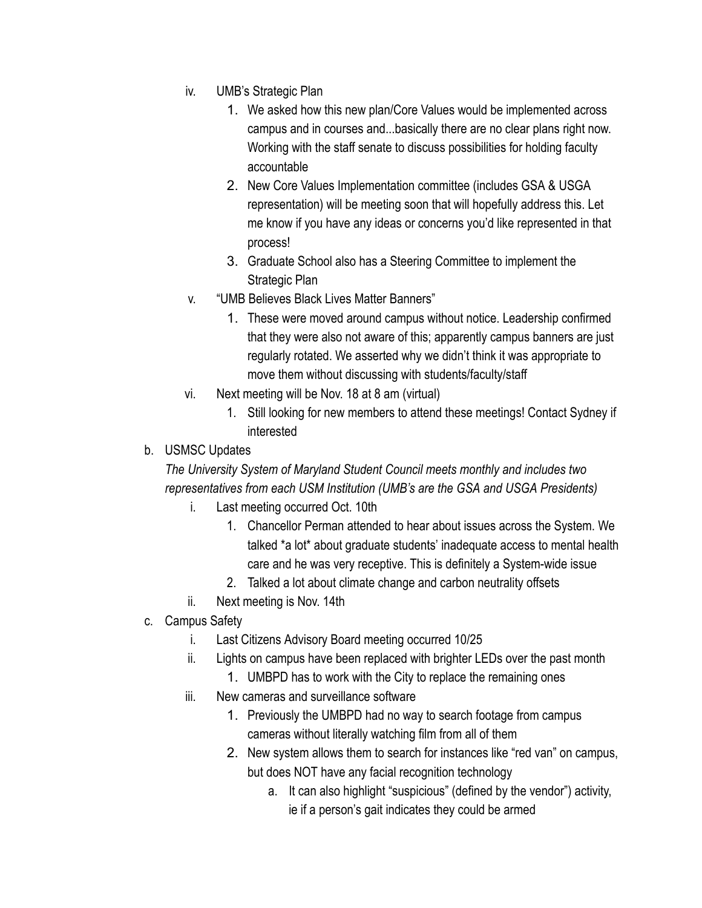- iv. UMB's Strategic Plan
    1. We asked how this new plan/Core Values would be implemented across campus and in courses and...basically there are no clear plans right now. Working with the staff senate to discuss possibilities for holding faculty accountable
    2. New Core Values Implementation committee (includes GSA & USGA representation) will be meeting soon that will hopefully address this. Let me know if you have any ideas or concerns you'd like represented in that process!
    3. Graduate School also has a Steering Committee to implement the Strategic Plan
- v. "UMB Believes Black Lives Matter Banners"
    1. These were moved around campus without notice. Leadership confirmed that they were also not aware of this; apparently campus banners are just regularly rotated. We asserted why we didn't think it was appropriate to move them without discussing with students/faculty/staff
- vi. Next meeting will be Nov. 18 at 8 am (virtual)
    1. Still looking for new members to attend these meetings! Contact Sydney if interested

b. USMSC Updates

*The University System of Maryland Student Council meets monthly and includes two representatives from each USM Institution (UMB's are the GSA and USGA Presidents)*

- i. Last meeting occurred Oct. 10th
    1. Chancellor Perman attended to hear about issues across the System. We talked *a lot* about graduate students' inadequate access to mental health care and he was very receptive. This is definitely a System-wide issue
    2. Talked a lot about climate change and carbon neutrality offsets
- ii. Next meeting is Nov. 14th

c. Campus Safety

- i. Last Citizens Advisory Board meeting occurred 10/25
- ii. Lights on campus have been replaced with brighter LEDs over the past month
    1. UMBPD has to work with the City to replace the remaining ones
- iii. New cameras and surveillance software
    1. Previously the UMBPD had no way to search footage from campus cameras without literally watching film from all of them
    2. New system allows them to search for instances like "red van" on campus, but does NOT have any facial recognition technology
        - a. It can also highlight "suspicious" (defined by the vendor") activity, ie if a person's gait indicates they could be armed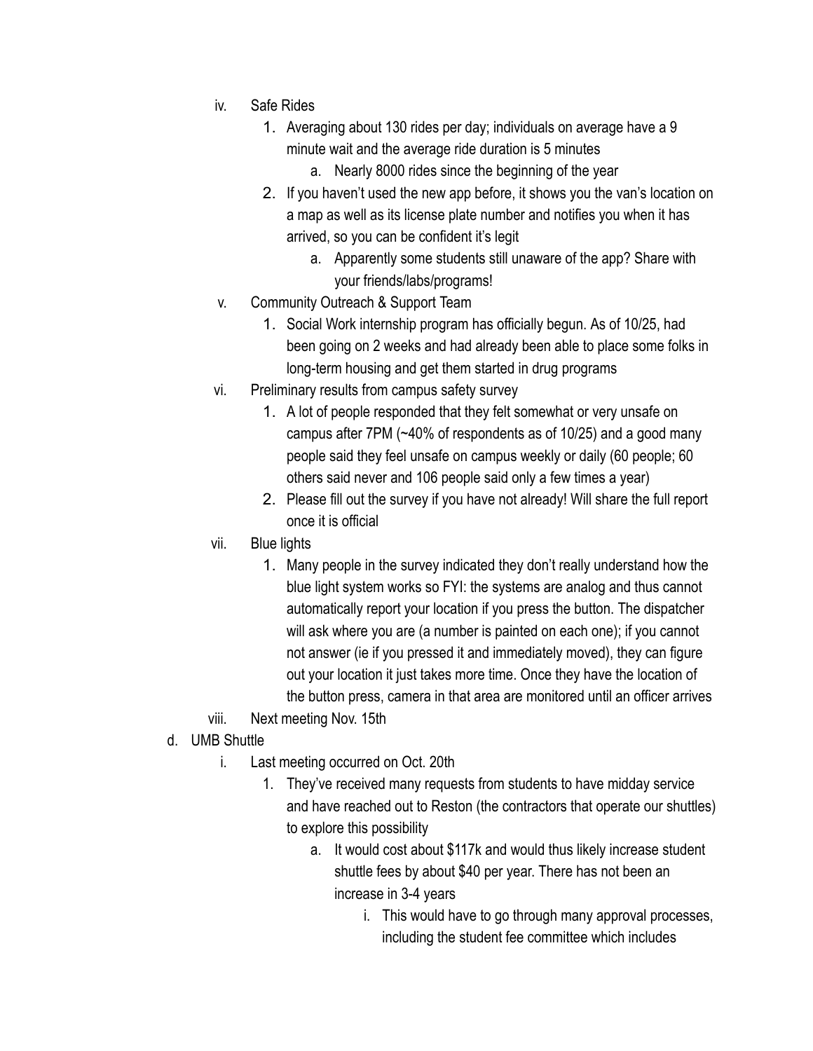- iv. Safe Rides
  1. Averaging about 130 rides per day; individuals on average have a 9 minute wait and the average ride duration is 5 minutes
     - a. Nearly 8000 rides since the beginning of the year
  2. If you haven't used the new app before, it shows you the van's location on a map as well as its license plate number and notifies you when it has arrived, so you can be confident it's legit
     - a. Apparently some students still unaware of the app? Share with your friends/labs/programs!
- v. Community Outreach & Support Team
  1. Social Work internship program has officially begun. As of 10/25, had been going on 2 weeks and had already been able to place some folks in long-term housing and get them started in drug programs
- vi. Preliminary results from campus safety survey
  1. A lot of people responded that they felt somewhat or very unsafe on campus after 7PM (~40% of respondents as of 10/25) and a good many people said they feel unsafe on campus weekly or daily (60 people; 60 others said never and 106 people said only a few times a year)
  2. Please fill out the survey if you have not already! Will share the full report once it is official
- vii. Blue lights
  1. Many people in the survey indicated they don't really understand how the blue light system works so FYI: the systems are analog and thus cannot automatically report your location if you press the button. The dispatcher will ask where you are (a number is painted on each one); if you cannot not answer (ie if you pressed it and immediately moved), they can figure out your location it just takes more time. Once they have the location of the button press, camera in that area are monitored until an officer arrives
- viii. Next meeting Nov. 15th

d. UMB Shuttle
- i. Last meeting occurred on Oct. 20th
  1. They've received many requests from students to have midday service and have reached out to Reston (the contractors that operate our shuttles) to explore this possibility
     - a. It would cost about $117k and would thus likely increase student shuttle fees by about $40 per year. There has not been an increase in 3-4 years
       - i. This would have to go through many approval processes, including the student fee committee which includes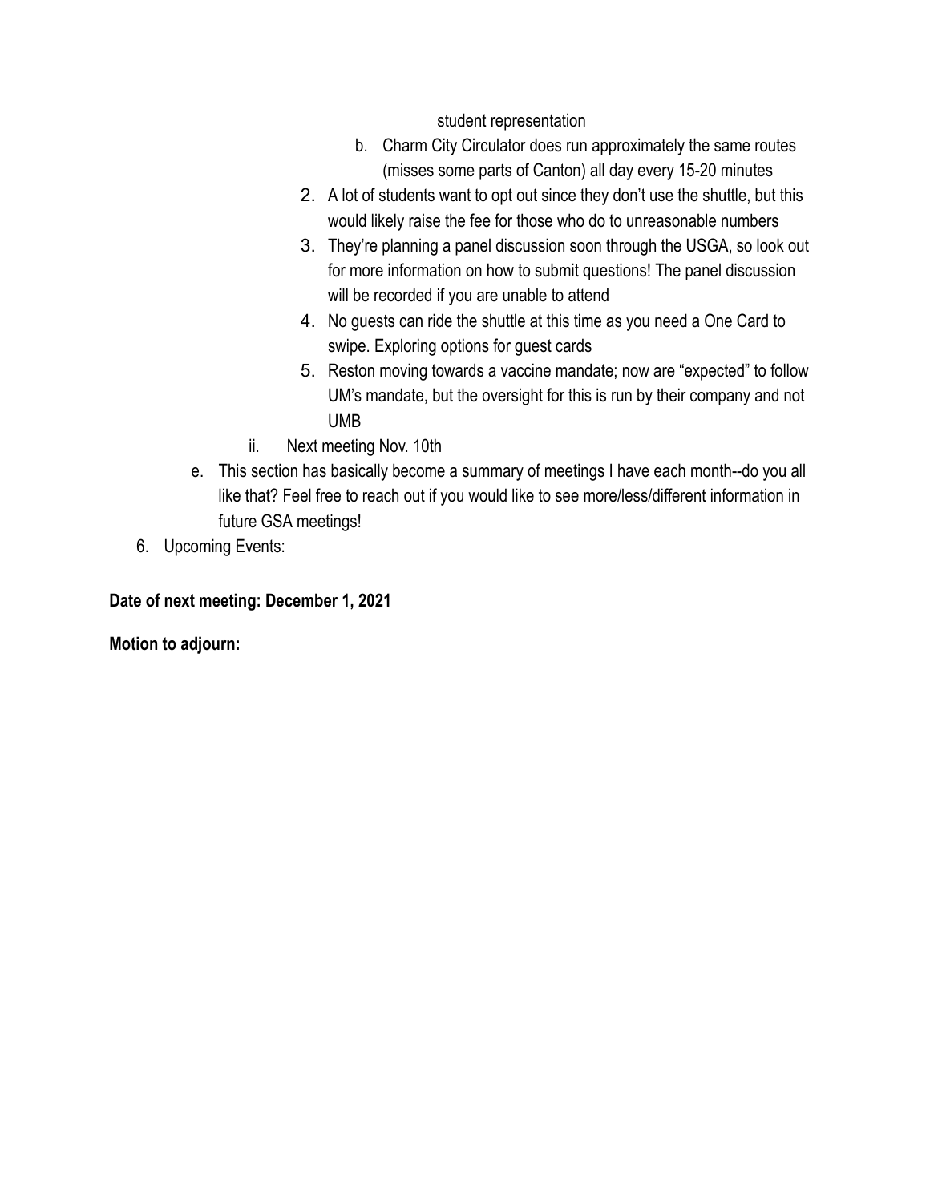student representation

b. Charm City Circulator does run approximately the same routes (misses some parts of Canton) all day every 15-20 minutes

2. A lot of students want to opt out since they don't use the shuttle, but this would likely raise the fee for those who do to unreasonable numbers
3. They're planning a panel discussion soon through the USGA, so look out for more information on how to submit questions! The panel discussion will be recorded if you are unable to attend
4. No guests can ride the shuttle at this time as you need a One Card to swipe. Exploring options for guest cards
5. Reston moving towards a vaccine mandate; now are "expected" to follow UM's mandate, but the oversight for this is run by their company and not UMB

ii. Next meeting Nov. 10th

e. This section has basically become a summary of meetings I have each month--do you all like that? Feel free to reach out if you would like to see more/less/different information in future GSA meetings!

6. Upcoming Events:

**Date of next meeting: December 1, 2021**

**Motion to adjourn:**